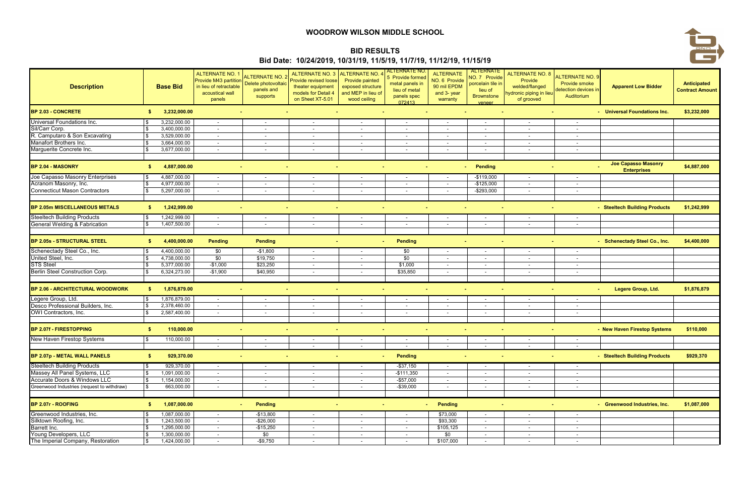# WOODROW WILSON MIDDLE SCHOOL

## BID RESULTS

### Bid Date: 10/24/2019, 10/31/19, 11/5/19, 11/7/19, 11/12/19, 11/15/19

| Description | Base Bid | ALTERNATE NO. 1 Provide M43 partition in lieu of retractable acoustical wall panels | ALTERNATE NO. 2 Delete photovoltaic panels and supports | ALTERNATE NO. 3 Provide revised loose theater equipment models for Detail 4 on Sheet XT-5.01 | ALTERNATE NO. 4 Provide painted exposed structure and MEP in lieu of wood ceiling | ALTERNATE NO. 5 Provide formed metal panels in lieu of metal panels spec 072413 | ALTERNATE NO. 6 Provide 90 mil EPDM and 3- year warranty | ALTERNATE NO. 7 Provide porcelain tile in lieu of Brownstone veneer | ALTERNATE NO. 8 Provide welded/flanged hydronic piping in lieu of grooved | ALTERNATE NO. 9 Provide smoke detection devices in Auditorium | Apparent Low Bidder | Anticipated Contract Amount |
|---|---|---|---|---|---|---|---|---|---|---|---|---|
| **BP 2.03 - CONCRETE** | **$ 3,232,000.00** | - | - | - | - | - | - | - | - | - | **Universal Foundations Inc.** | **$3,232,000** |
| Universal Foundations Inc. | $ 3,232,000.00 | - | - | - | - | - | - | - | - | - | | |
| Sil/Carr Corp. | $ 3,400,000.00 | - | - | - | - | - | - | - | - | - | | |
| R. Camputaro & Son Excavating | $ 3,529,000.00 | - | - | - | - | - | - | - | - | - | | |
| Manafort Brothers Inc. | $ 3,664,000.00 | - | - | - | - | - | - | - | - | - | | |
| Marguerite Concrete Inc. | $ 3,677,000.00 | - | - | - | - | - | - | - | - | - | | |
| | | | | | | | | | | | | |
| **BP 2.04 - MASONRY** | **$ 4,887,000.00** | - | - | - | - | - | - | **Pending** | - | - | **Joe Capasso Masonry Enterprises** | **$4,887,000** |
| Joe Capasso Masonry Enterprises | $ 4,887,000.00 | - | - | - | - | - | - | -$119,000 | - | - | | |
| Acranom Masonry, Inc. | $ 4,977,000.00 | - | - | - | - | - | - | -$125,000 | - | - | | |
| Connecticut Mason Contractors | $ 5,297,000.00 | - | - | - | - | - | - | -$293,000 | - | - | | |
| | | | | | | | | | | | | |
| **BP 2.05m MISCELLANEOUS METALS** | **$ 1,242,999.00** | - | - | - | - | - | - | - | - | - | **Steeltech Building Products** | **$1,242,999** |
| Steeltech Building Products | $ 1,242,999.00 | - | - | - | - | - | - | - | - | - | | |
| General Welding & Fabrication | $ 1,407,500.00 | - | - | - | - | - | - | - | - | - | | |
| | | | | | | | | | | | | |
| **BP 2.05s - STRUCTURAL STEEL** | **$ 4,400,000.00** | **Pending** | **Pending** | - | - | **Pending** | - | - | - | - | **Schenectady Steel Co., Inc.** | **$4,400,000** |
| Schenectady Steel Co., Inc. | $ 4,400,000.00 | $0 | -$1,800 | - | - | $0 | - | - | - | - | | |
| United Steel, Inc. | $ 4,738,000.00 | $0 | $19,750 | - | - | $0 | - | - | - | - | | |
| STS Steel | $ 5,377,000.00 | -$1,000 | $23,250 | - | - | $1,000 | - | - | - | - | | |
| Berlin Steel Construction Corp. | $ 6,324,273.00 | -$1,900 | $40,950 | - | - | $35,850 | - | - | - | - | | |
| | | | | | | | | | | | | |
| **BP 2.06 - ARCHITECTURAL WOODWORK** | **$ 1,876,879.00** | - | - | - | - | - | - | - | - | - | **Legere Group, Ltd.** | **$1,876,879** |
| Legere Group, Ltd. | $ 1,876,879.00 | - | - | - | - | - | - | - | - | - | | |
| Desco Professional Builders, Inc. | $ 2,378,460.00 | - | - | - | - | - | - | - | - | - | | |
| OWI Contractors, Inc. | $ 2,587,400.00 | - | - | - | - | - | - | - | - | - | | |
| | | | | | | | | | | | | |
| **BP 2.07f - FIRESTOPPING** | **$ 110,000.00** | - | - | - | - | - | - | - | - | - | **New Haven Firestop Systems** | **$110,000** |
| New Haven Firestop Systems | $ 110,000.00 | - | - | - | - | - | - | - | - | - | | |
| | | - | - | - | - | - | - | - | - | - | | |
| **BP 2.07p - METAL WALL PANELS** | **$ 929,370.00** | - | - | - | - | **Pending** | - | - | - | - | **Steeltech Building Products** | **$929,370** |
| Steeltech Building Products | $ 929,370.00 | - | - | - | - | -$37,150 | - | - | - | - | | |
| Massey All Panel Systems, LLC | $ 1,091,000.00 | - | - | - | - | -$111,350 | - | - | - | - | | |
| Accurate Doors & Windows LLC | $ 1,154,000.00 | - | - | - | - | -$57,000 | - | - | - | - | | |
| Greenwood Industries (request to withdraw) | $ 663,000.00 | - | - | - | - | -$39,000 | - | - | - | - | | |
| | | | | | | | | | | | | |
| **BP 2.07r - ROOFING** | **$ 1,087,000.00** | - | **Pending** | - | - | - | **Pending** | - | - | - | **Greenwood Industries, Inc.** | **$1,087,000** |
| Greenwood Industries, Inc. | $ 1,087,000.00 | - | -$13,800 | - | - | - | $73,000 | - | - | - | | |
| Silktown Roofing, Inc. | $ 1,243,500.00 | - | -$26,000 | - | - | - | $93,300 | - | - | - | | |
| Barrett Inc. | $ 1,295,000.00 | - | -$15,250 | - | - | - | $105,125 | - | - | - | | |
| Young Developers, LLC | $ 1,300,000.00 | - | $0 | - | - | - | $0 | - | - | - | | |
| The Imperial Company, Restoration | $ 1,424,000.00 | - | -$9,750 | - | - | - | $107,000 | - | - | - | | |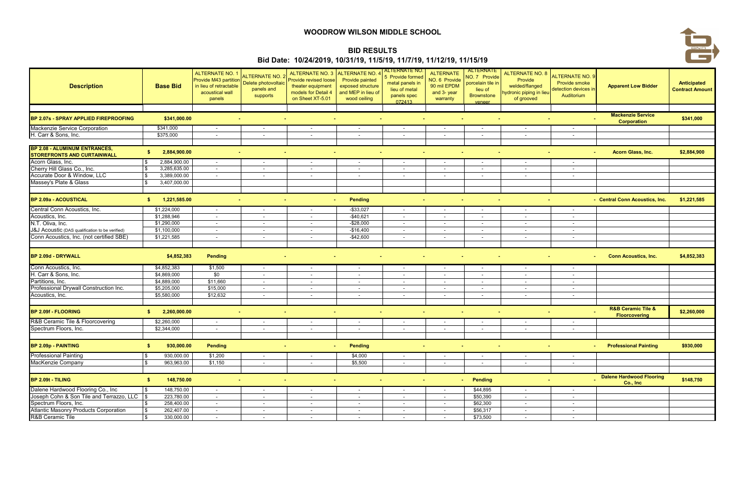# WOODROW WILSON MIDDLE SCHOOL

## BID RESULTS

### Bid Date: 10/24/2019, 10/31/19, 11/5/19, 11/7/19, 11/12/19, 11/15/19

| Description | Base Bid | ALTERNATE NO. 1 Provide M43 partition in lieu of retractable acoustical wall panels | ALTERNATE NO. 2 Delete photovoltaic panels and supports | ALTERNATE NO. 3 Provide revised loose theater equipment models for Detail 4 on Sheet XT-5.01 | ALTERNATE NO. 4 Provide painted exposed structure and MEP in lieu of wood ceiling | ALTERNATE NO. 5 Provide formed metal panels in lieu of metal panels spec 072413 | ALTERNATE NO. 6 Provide 90 mil EPDM and 3- year warranty | ALTERNATE NO. 7 Provide porcelain tile in lieu of Brownstone veneer | ALTERNATE NO. 8 Provide welded/flanged hydronic piping in lieu of grooved | ALTERNATE NO. 9 Provide smoke detection devices in Auditorium | Apparent Low Bidder | Anticipated Contract Amount |
|---|---|---|---|---|---|---|---|---|---|---|---|---|
| **BP 2.07s - SPRAY APPLIED FIREPROOFING** | **$341,000.00** | - | - | - | - | - | - | - | - | - | **Mackenzie Service Corporation** | **$341,000** |
| Mackenzie Service Corporation | $341,000 | - | - | - | - | - | - | - | - | - | | |
| H. Carr & Sons, Inc. | $375,000 | - | - | - | - | - | - | - | - | - | | |
| **BP 2.08 - ALUMINUM ENTRANCES, STOREFRONTS AND CURTAINWALL** | **$ 2,884,900.00** | - | - | - | - | - | - | - | - | - | **Acorn Glass, Inc.** | **$2,884,900** |
| Acorn Glass, Inc. | $ 2,884,900.00 | - | - | - | - | - | - | - | - | - | | |
| Cherry Hill Glass Co., Inc. | $ 3,285,635.00 | - | - | - | - | - | - | - | - | - | | |
| Accurate Door & Window, LLC | $ 3,389,000.00 | - | - | - | - | - | - | - | - | - | | |
| Massey's Plate & Glass | $ 3,407,000.00 | | | | | | | | | | | |
| **BP 2.09a - ACOUSTICAL** | **$ 1,221,585.00** | - | - | - | **Pending** | - | - | - | - | - | **Central Conn Acoustics, Inc.** | **$1,221,585** |
| Central Conn Acoustics, Inc. | $1,224,000 | - | - | - | -$33,027 | - | - | - | - | - | | |
| Acoustics, Inc. | $1,288,946 | - | - | - | -$40,621 | - | - | - | - | - | | |
| N.T. Oliva, Inc. | $1,290,000 | - | - | - | -$28,000 | - | - | - | - | - | | |
| J&J Acoustic (DAS qualification to be verified) | $1,100,000 | - | - | - | -$16,400 | - | - | - | - | - | | |
| Conn Acoustics, Inc. (not certified SBE) | $1,221,585 | - | - | - | -$42,600 | - | - | - | - | - | | |
| **BP 2.09d - DRYWALL** | **$4,852,383** | **Pending** | - | - | - | - | - | - | - | - | **Conn Acoustics, Inc.** | **$4,852,383** |
| Conn Acoustics, Inc. | $4,852,383 | $1,500 | - | - | - | - | - | - | - | - | | |
| H. Carr & Sons, Inc. | $4,869,000 | $0 | - | - | - | - | - | - | - | - | | |
| Partitions, Inc. | $4,889,000 | $11,660 | - | - | - | - | - | - | - | - | | |
| Professional Drywall Construction Inc. | $5,205,000 | $15,000 | - | - | - | - | - | - | - | - | | |
| Acoustics, Inc. | $5,580,000 | $12,632 | - | - | - | - | - | - | - | - | | |
| **BP 2.09f - FLOORING** | **$ 2,260,000.00** | - | - | - | - | - | - | - | - | - | **R&B Ceramic Tile & Floorcovering** | **$2,260,000** |
| R&B Ceramic Tile & Floorcovering | $2,260,000 | - | - | - | - | - | - | - | - | - | | |
| Spectrum Floors, Inc. | $2,344,000 | - | - | - | - | - | - | - | - | - | | |
| **BP 2.09p - PAINTING** | **$ 930,000.00** | **Pending** | - | - | **Pending** | - | - | - | - | - | **Professional Painting** | **$930,000** |
| Professional Painting | $ 930,000.00 | $1,200 | - | - | $4,000 | - | - | - | - | - | | |
| MacKenzie Company | $ 963,963.00 | $1,150 | - | - | $5,500 | - | - | - | - | - | | |
| **BP 2.09t - TILING** | **$ 148,750.00** | - | - | - | - | - | - | **Pending** | - | - | **Dalene Hardwood Flooring Co., Inc** | **$148,750** |
| Dalene Hardwood Flooring Co., Inc | $ 148,750.00 | - | - | - | - | - | - | $44,895 | - | - | | |
| Joseph Cohn & Son Tile and Terrazzo, LLC | $ 223,780.00 | - | - | - | - | - | - | $50,390 | - | - | | |
| Spectrum Floors, Inc. | $ 258,400.00 | - | - | - | - | - | - | $62,300 | - | - | | |
| Atlantic Masonry Products Corporation | $ 262,407.00 | - | - | - | - | - | - | $56,317 | - | - | | |
| R&B Ceramic Tile | $ 330,000.00 | - | - | - | - | - | - | $73,500 | - | - | | |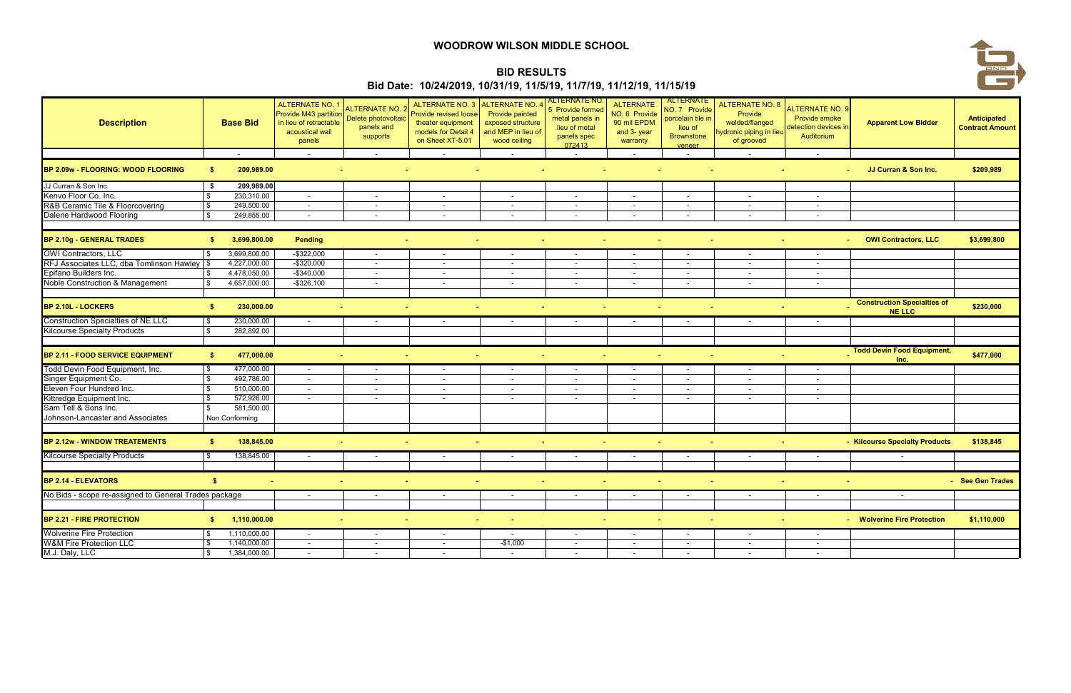# WOODROW WILSON MIDDLE SCHOOL

## BID RESULTS

### Bid Date: 10/24/2019, 10/31/19, 11/5/19, 11/7/19, 11/12/19, 11/15/19

| Description | Base Bid | ALTERNATE NO. 1 Provide M43 partition in lieu of retractable acoustical wall panels | ALTERNATE NO. 2 Delete photovoltaic panels and supports | ALTERNATE NO. 3 Provide revised loose theater equipment models for Detail 4 on Sheet XT-5.01 | ALTERNATE NO. 4 Provide painted exposed structure and MEP in lieu of wood ceiling | ALTERNATE NO. 5 Provide formed metal panels in lieu of metal panels spec 072413 | ALTERNATE NO. 6 Provide 90 mil EPDM and 3- year warranty | ALTERNATE NO. 7 Provide porcelain tile in lieu of Brownstone veneer | ALTERNATE NO. 8 Provide welded/flanged hydronic piping in lieu of grooved | ALTERNATE NO. 9 Provide smoke detection devices in Auditorium | Apparent Low Bidder | Anticipated Contract Amount |
|---|---|---|---|---|---|---|---|---|---|---|---|---|
| | - | - | - | - | - | - | - | - | - | - | | |
| **BP 2.09w - FLOORING: WOOD FLOORING** | **$ 209,989.00** | - | - | - | - | - | - | - | - | - | **JJ Curran & Son Inc.** | **$209,989** |
| JJ Curran & Son Inc. | **$ 209,989.00** | | | | | | | | | | | |
| Kenvo Floor Co. Inc. | $ 230,310.00 | - | - | - | - | - | - | - | - | - | | |
| R&B Ceramic Tile & Floorcovering | $ 249,500.00 | - | - | - | - | - | - | - | - | - | | |
| Dalene Hardwood Flooring | $ 249,855.00 | - | - | - | - | - | - | - | - | - | | |
| **BP 2.10g - GENERAL TRADES** | **$ 3,699,800.00** | **Pending** | - | - | - | - | - | - | - | - | **OWI Contractors, LLC** | **$3,699,800** |
| OWI Contractors, LLC | $ 3,699,800.00 | -$322,000 | - | - | - | - | - | - | - | - | | |
| RFJ Associates LLC, dba Tomlinson Hawley | $ 4,227,000.00 | -$320,000 | - | - | - | - | - | - | - | - | | |
| Epifano Builders Inc. | $ 4,478,050.00 | -$340,000 | - | - | - | - | - | - | - | - | | |
| Noble Construction & Management | $ 4,657,000.00 | -$326,100 | - | - | - | - | - | - | - | - | | |
| **BP 2.10L - LOCKERS** | **$ 230,000.00** | - | - | - | - | - | - | - | - | - | **Construction Specialties of NE LLC** | **$230,000** |
| Construction Specialties of NE LLC | $ 230,000.00 | - | - | - | - | - | - | - | - | - | | |
| Kilcourse Specialty Products | $ 282,892.00 | | | | | | | | | | | |
| **BP 2.11 - FOOD SERVICE EQUIPMENT** | **$ 477,000.00** | - | - | - | - | - | - | - | - | - | **Todd Devin Food Equipment, Inc.** | **$477,000** |
| Todd Devin Food Equipment, Inc. | $ 477,000.00 | - | - | - | - | - | - | - | - | - | | |
| Singer Equipment Co. | $ 492,786.00 | - | - | - | - | - | - | - | - | - | | |
| Eleven Four Hundred Inc. | $ 510,000.00 | - | - | - | - | - | - | - | - | - | | |
| Kittredge Equipment Inc. | $ 572,926.00 | - | - | - | - | - | - | - | - | - | | |
| Sam Tell & Sons Inc. | $ 581,500.00 | | | | | | | | | | | |
| Johnson-Lancaster and Associates | Non Conforming | | | | | | | | | | | |
| **BP 2.12w - WINDOW TREATEMENTS** | **$ 138,845.00** | - | - | - | - | - | - | - | - | - | **Kilcourse Specialty Products** | **$138,845** |
| Kilcourse Specialty Products | $ 138,845.00 | - | - | - | - | - | - | - | - | - | - | |
| **BP 2.14 - ELEVATORS** | **$ -** | - | - | - | - | - | - | - | - | - | | **See Gen Trades** |
| No Bids - scope re-assigned to General Trades package | | - | - | - | - | - | - | - | - | - | - | |
| **BP 2.21 - FIRE PROTECTION** | **$ 1,110,000.00** | - | - | - | - | - | - | - | - | - | **Wolverine Fire Protection** | **$1,110,000** |
| Wolverine Fire Protection | $ 1,110,000.00 | - | - | - | - | - | - | - | - | - | | |
| W&M Fire Protection LLC | $ 1,140,000.00 | - | - | - | -$1,000 | - | - | - | - | - | | |
| M.J. Daly, LLC | $ 1,384,000.00 | - | - | - | - | - | - | - | - | - | | |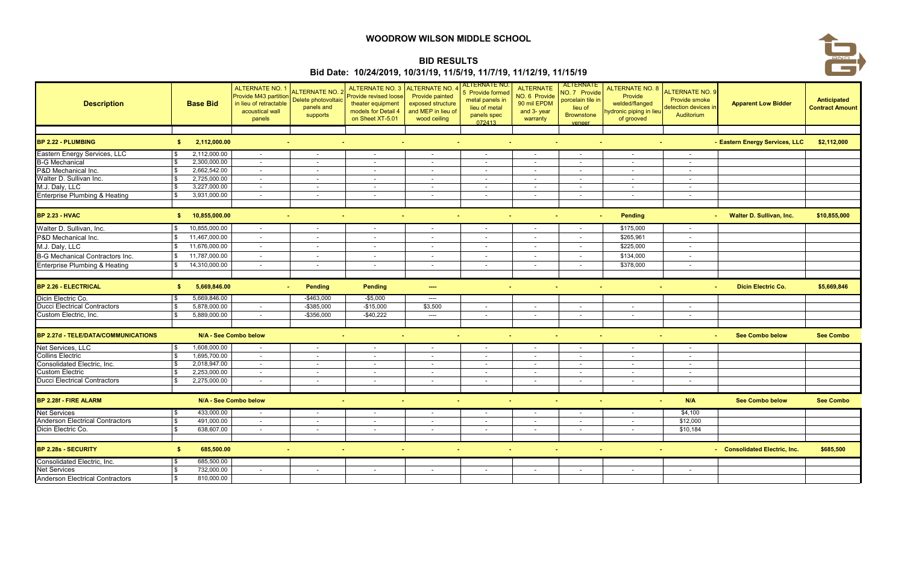# WOODROW WILSON MIDDLE SCHOOL

## BID RESULTS

### Bid Date: 10/24/2019, 10/31/19, 11/5/19, 11/7/19, 11/12/19, 11/15/19

| Description | Base Bid | ALTERNATE NO. 1 Provide M43 partition in lieu of retractable acoustical wall panels | ALTERNATE NO. 2 Delete photovoltaic panels and supports | ALTERNATE NO. 3 Provide revised loose theater equipment models for Detail 4 on Sheet XT-5.01 | ALTERNATE NO. 4 Provide painted exposed structure and MEP in lieu of wood ceiling | ALTERNATE NO. 5 Provide formed metal panels in lieu of metal panels spec 072413 | ALTERNATE NO. 6 Provide 90 mil EPDM and 3- year warranty | ALTERNATE NO. 7 Provide porcelain tile in lieu of Brownstone veneer | ALTERNATE NO. 8 Provide welded/flanged hydronic piping in lieu of grooved | ALTERNATE NO. 9 Provide smoke detection devices in Auditorium | Apparent Low Bidder | Anticipated Contract Amount |
|---|---|---|---|---|---|---|---|---|---|---|---|---|
| **BP 2.22 - PLUMBING** | **$ 2,112,000.00** | - | - | - | - | - | - | - | - | - | **- Eastern Energy Services, LLC** | **$2,112,000** |
| Eastern Energy Services, LLC | $ 2,112,000.00 | - | - | - | - | - | - | - | - | - | | |
| B-G Mechanical | $ 2,300,000.00 | - | - | - | - | - | - | - | - | - | | |
| P&D Mechanical Inc. | $ 2,662,542.00 | - | - | - | - | - | - | - | - | - | | |
| Walter D. Sullivan Inc. | $ 2,725,000.00 | - | - | - | - | - | - | - | - | - | | |
| M.J. Daly, LLC | $ 3,227,000.00 | - | - | - | - | - | - | - | - | - | | |
| Enterprise Plumbing & Heating | $ 3,931,000.00 | - | - | - | - | - | - | - | - | - | | |
| **BP 2.23 - HVAC** | **$ 10,855,000.00** | - | - | - | - | - | - | - | **Pending** | - | **Walter D. Sullivan, Inc.** | **$10,855,000** |
| Walter D. Sullivan, Inc. | $ 10,855,000.00 | - | - | - | - | - | - | - | $175,000 | - | | |
| P&D Mechanical Inc. | $ 11,467,000.00 | - | - | - | - | - | - | - | $265,961 | - | | |
| M.J. Daly, LLC | $ 11,676,000.00 | - | - | - | - | - | - | - | $225,000 | - | | |
| B-G Mechanical Contractors Inc. | $ 11,787,000.00 | - | - | - | - | - | - | - | $134,000 | - | | |
| Enterprise Plumbing & Heating | $ 14,310,000.00 | - | - | - | - | - | - | - | $378,000 | - | | |
| **BP 2.26 - ELECTRICAL** | **$ 5,669,846.00** | - | **Pending** | **Pending** | **----** | - | - | - | - | - | **Dicin Electric Co.** | **$5,669,846** |
| Dicin Electric Co. | $ 5,669,846.00 | | -$463,000 | -$5,000 | ---- | | | | | | | |
| Ducci Electrical Contractors | $ 5,878,000.00 | - | -$385,000 | -$15,000 | $3,500 | - | - | - | - | - | | |
| Custom Electric, Inc. | $ 5,889,000.00 | - | -$356,000 | -$40,222 | ---- | - | - | - | - | - | | |
| **BP 2.27d - TELE/DATA/COMMUNICATIONS** | **N/A - See Combo below** | | - | - | - | - | - | - | - | - | **See Combo below** | **See Combo** |
| Net Services, LLC | $ 1,608,000.00 | - | - | - | - | - | - | - | - | - | | |
| Collins Electric | $ 1,695,700.00 | - | - | - | - | - | - | - | - | - | | |
| Consolidated Electric, Inc. | $ 2,018,947.00 | - | - | - | - | - | - | - | - | - | | |
| Custom Electric | $ 2,253,000.00 | - | - | - | - | - | - | - | - | - | | |
| Ducci Electrical Contractors | $ 2,275,000.00 | - | - | - | - | - | - | - | - | - | | |
| **BP 2.28f - FIRE ALARM** | **N/A - See Combo below** | | - | - | - | - | - | - | - | **N/A** | **See Combo below** | **See Combo** |
| Net Services | $ 433,000.00 | - | - | - | - | - | - | - | - | $4,100 | | |
| Anderson Electrical Contractors | $ 491,000.00 | - | - | - | - | - | - | - | - | $12,000 | | |
| Dicin Electric Co. | $ 638,607.00 | - | - | - | - | - | - | - | - | $10,184 | | |
| **BP 2.28s - SECURITY** | **$ 685,500.00** | - | - | - | - | - | - | - | - | - | **Consolidated Electric, Inc.** | **$685,500** |
| Consolidated Electric, Inc. | $ 685,500.00 | | | | | | | | | | | |
| Net Services | $ 732,000.00 | - | - | - | - | - | - | - | - | - | | |
| Anderson Electrical Contractors | $ 810,000.00 | | | | | | | | | | | |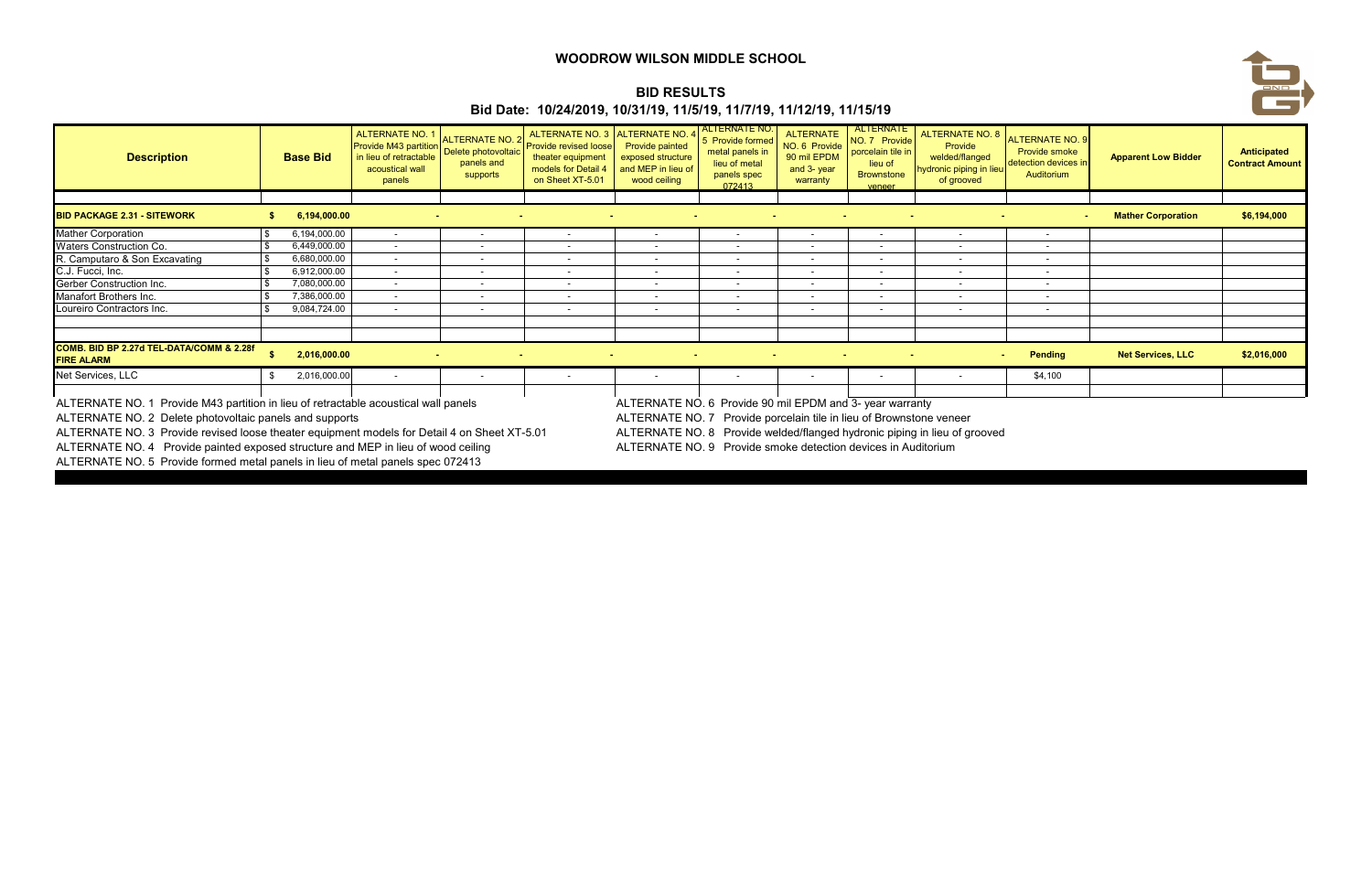# WOODROW WILSON MIDDLE SCHOOL

## BID RESULTS

**Bid Date: 10/24/2019, 10/31/19, 11/5/19, 11/7/19, 11/12/19, 11/15/19**

| Description | Base Bid | ALTERNATE NO. 1 Provide M43 partition in lieu of retractable acoustical wall panels | ALTERNATE NO. 2 Delete photovoltaic panels and supports | ALTERNATE NO. 3 Provide revised loose theater equipment models for Detail 4 on Sheet XT-5.01 | ALTERNATE NO. 4 Provide painted exposed structure and MEP in lieu of wood ceiling | ALTERNATE NO. 5 Provide formed metal panels in lieu of metal panels spec 072413 | ALTERNATE NO. 6 Provide 90 mil EPDM and 3- year warranty | ALTERNATE NO. 7 Provide porcelain tile in lieu of Brownstone veneer | ALTERNATE NO. 8 Provide welded/flanged hydronic piping in lieu of grooved | ALTERNATE NO. 9 Provide smoke detection devices in Auditorium | Apparent Low Bidder | Anticipated Contract Amount |
|---|---|---|---|---|---|---|---|---|---|---|---|---|
| | | | | | | | | | | | | |
| **BID PACKAGE 2.31 - SITEWORK** | **$ 6,194,000.00** | **-** | **-** | **-** | **-** | **-** | **-** | **-** | **-** | **-** | **Mather Corporation** | **$6,194,000** |
| Mather Corporation | $ 6,194,000.00 | - | - | - | - | - | - | - | - | - | | |
| Waters Construction Co. | $ 6,449,000.00 | - | - | - | - | - | - | - | - | - | | |
| R. Camputaro & Son Excavating | $ 6,680,000.00 | - | - | - | - | - | - | - | - | - | | |
| C.J. Fucci, Inc. | $ 6,912,000.00 | - | - | - | - | - | - | - | - | - | | |
| Gerber Construction Inc. | $ 7,080,000.00 | - | - | - | - | - | - | - | - | - | | |
| Manafort Brothers Inc. | $ 7,386,000.00 | - | - | - | - | - | - | - | - | - | | |
| Loureiro Contractors Inc. | $ 9,084,724.00 | - | - | - | - | - | - | - | - | - | | |
| | | | | | | | | | | | | |
| | | | | | | | | | | | | |
| **COMB. BID BP 2.27d TEL-DATA/COMM & 2.28f FIRE ALARM** | **$ 2,016,000.00** | **-** | **-** | **-** | **-** | **-** | **-** | **-** | **-** | **Pending** | **Net Services, LLC** | **$2,016,000** |
| Net Services, LLC | $ 2,016,000.00 | - | - | - | - | - | - | - | - | $4,100 | | |
| | | | | | | | | | | | | |

ALTERNATE NO. 1 Provide M43 partition in lieu of retractable acoustical wall panels

ALTERNATE NO. 2 Delete photovoltaic panels and supports

ALTERNATE NO. 3 Provide revised loose theater equipment models for Detail 4 on Sheet XT-5.01

ALTERNATE NO. 4 Provide painted exposed structure and MEP in lieu of wood ceiling

ALTERNATE NO. 5 Provide formed metal panels in lieu of metal panels spec 072413

ALTERNATE NO. 6 Provide 90 mil EPDM and 3- year warranty

ALTERNATE NO. 7 Provide porcelain tile in lieu of Brownstone veneer

ALTERNATE NO. 8 Provide welded/flanged hydronic piping in lieu of grooved

ALTERNATE NO. 9 Provide smoke detection devices in Auditorium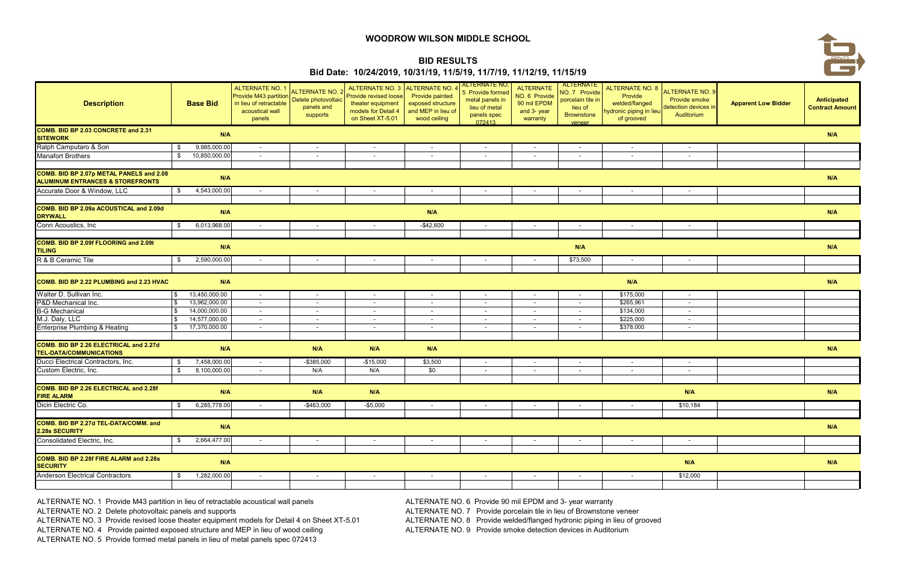# WOODROW WILSON MIDDLE SCHOOL

## BID RESULTS

### Bid Date: 10/24/2019, 10/31/19, 11/5/19, 11/7/19, 11/12/19, 11/15/19

| Description | Base Bid | ALTERNATE NO. 1 Provide M43 partition in lieu of retractable acoustical wall panels | ALTERNATE NO. 2 Delete photovoltaic panels and supports | ALTERNATE NO. 3 Provide revised loose theater equipment models for Detail 4 on Sheet XT-5.01 | ALTERNATE NO. 4 Provide painted exposed structure and MEP in lieu of wood ceiling | ALTERNATE NO. 5 Provide formed metal panels in lieu of metal panels spec 072413 | ALTERNATE NO. 6 Provide 90 mil EPDM and 3- year warranty | ALTERNATE NO. 7 Provide porcelain tile in lieu of Brownstone veneer | ALTERNATE NO. 8 Provide welded/flanged hydronic piping in lieu of grooved | ALTERNATE NO. 9 Provide smoke detection devices in Auditorium | Apparent Low Bidder | Anticipated Contract Amount |
|---|---|---|---|---|---|---|---|---|---|---|---|---|
| **COMB. BID BP 2.03 CONCRETE and 2.31 SITEWORK** | N/A | | | | | | | | | | | N/A |
| Ralph Camputaro & Son | $ 9,985,000.00 | - | - | - | - | - | - | - | - | - | | |
| Manafort Brothers | $ 10,850,000.00 | - | - | - | - | - | - | - | - | - | | |
| **COMB. BID BP 2.07p METAL PANELS and 2.08 ALUMINUM ENTRANCES & STOREFRONTS** | N/A | | | | | | | | | | | N/A |
| Accurate Door & Window, LLC | $ 4,543,000.00 | - | - | - | - | - | - | - | - | - | | |
| **COMB. BID BP 2.09a ACOUSTICAL and 2.09d DRYWALL** | N/A | | | | N/A | | | | | | | N/A |
| Conn Acoustics, Inc | $ 6,013,968.00 | - | - | - | -$42,600 | - | - | - | - | - | | |
| **COMB. BID BP 2.09f FLOORING and 2.09t TILING** | N/A | | | | | | | N/A | | | | N/A |
| R & B Ceramic Tile | $ 2,590,000.00 | - | - | - | - | - | - | $73,500 | - | - | | |
| **COMB. BID BP 2.22 PLUMBING and 2.23 HVAC** | N/A | | | | | | | | N/A | | | N/A |
| Walter D. Sullivan Inc. | $ 13,450,000.00 | - | - | - | - | - | - | - | $175,000 | - | | |
| P&D Mechanical Inc. | $ 13,962,000.00 | - | - | - | - | - | - | - | $265,961 | - | | |
| B-G Mechanical | $ 14,000,000.00 | - | - | - | - | - | - | - | $134,000 | - | | |
| M.J. Daly, LLC | $ 14,577,000.00 | - | - | - | - | - | - | - | $225,000 | - | | |
| Enterprise Plumbing & Heating | $ 17,370,000.00 | - | - | - | - | - | - | - | $378,000 | - | | |
| **COMB. BID BP 2.26 ELECTRICAL and 2.27d TEL-DATA/COMMUNICATIONS** | N/A | | N/A | N/A | N/A | | | | | | | N/A |
| Ducci Electrical Contractors, Inc. | $ 7,458,000.00 | - | -$385,000 | -$15,000 | $3,500 | - | - | - | - | - | | |
| Custom Electric, Inc. | $ 8,100,000.00 | - | N/A | N/A | $0 | - | - | - | - | - | | |
| **COMB. BID BP 2.26 ELECTRICAL and 2.28f FIRE ALARM** | N/A | | N/A | N/A | | | | | | N/A | | N/A |
| Dicin Electric Co. | $ 6,285,778.00 | - | -$463,000 | -$5,000 | - | - | - | - | - | $10,184 | | |
| **COMB. BID BP 2.27d TEL-DATA/COMM. and 2.28s SECURITY** | N/A | | | | | | | | | | | N/A |
| Consolidated Electric, Inc. | $ 2,664,477.00 | - | - | - | - | - | - | - | - | - | | |
| **COMB. BID BP 2.28f FIRE ALARM and 2.28s SECURITY** | N/A | | | | | | | | | N/A | | N/A |
| Anderson Electrical Contractors | $ 1,282,000.00 | - | - | - | - | - | - | - | - | $12,000 | | |

ALTERNATE NO. 1 Provide M43 partition in lieu of retractable acoustical wall panels

ALTERNATE NO. 2 Delete photovoltaic panels and supports

ALTERNATE NO. 3 Provide revised loose theater equipment models for Detail 4 on Sheet XT-5.01

ALTERNATE NO. 4 Provide painted exposed structure and MEP in lieu of wood ceiling

ALTERNATE NO. 5 Provide formed metal panels in lieu of metal panels spec 072413

ALTERNATE NO. 6 Provide 90 mil EPDM and 3- year warranty

ALTERNATE NO. 7 Provide porcelain tile in lieu of Brownstone veneer

ALTERNATE NO. 8 Provide welded/flanged hydronic piping in lieu of grooved

ALTERNATE NO. 9 Provide smoke detection devices in Auditorium